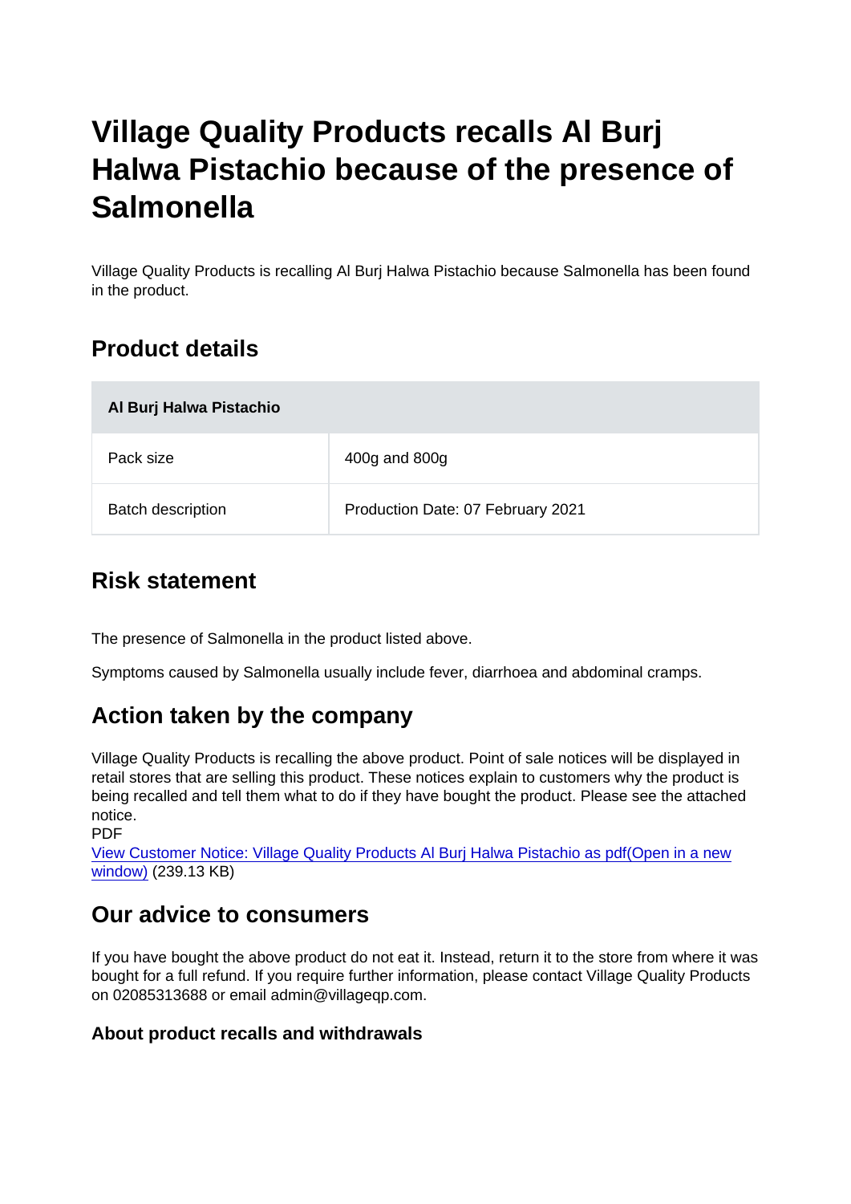# Village Quality Products recalls Al Burj Halwa Pistachio because of the presence of Salmonella

Village Quality Products is recalling Al Burj Halwa Pistachio because Salmonella has been found in the product.

## Product details

| Al Burj Halwa Pistachio | |
|---|---|
| Pack size | 400g and 800g |
| Batch description | Production Date: 07 February 2021 |

## Risk statement

The presence of Salmonella in the product listed above.

Symptoms caused by Salmonella usually include fever, diarrhoea and abdominal cramps.

## Action taken by the company

Village Quality Products is recalling the above product. Point of sale notices will be displayed in retail stores that are selling this product. These notices explain to customers why the product is being recalled and tell them what to do if they have bought the product. Please see the attached notice.
PDF
[View Customer Notice: Village Quality Products Al Burj Halwa Pistachio as pdf(Open in a new window)](#) (239.13 KB)

## Our advice to consumers

If you have bought the above product do not eat it. Instead, return it to the store from where it was bought for a full refund. If you require further information, please contact Village Quality Products on 02085313688 or email admin@villageqp.com.

### About product recalls and withdrawals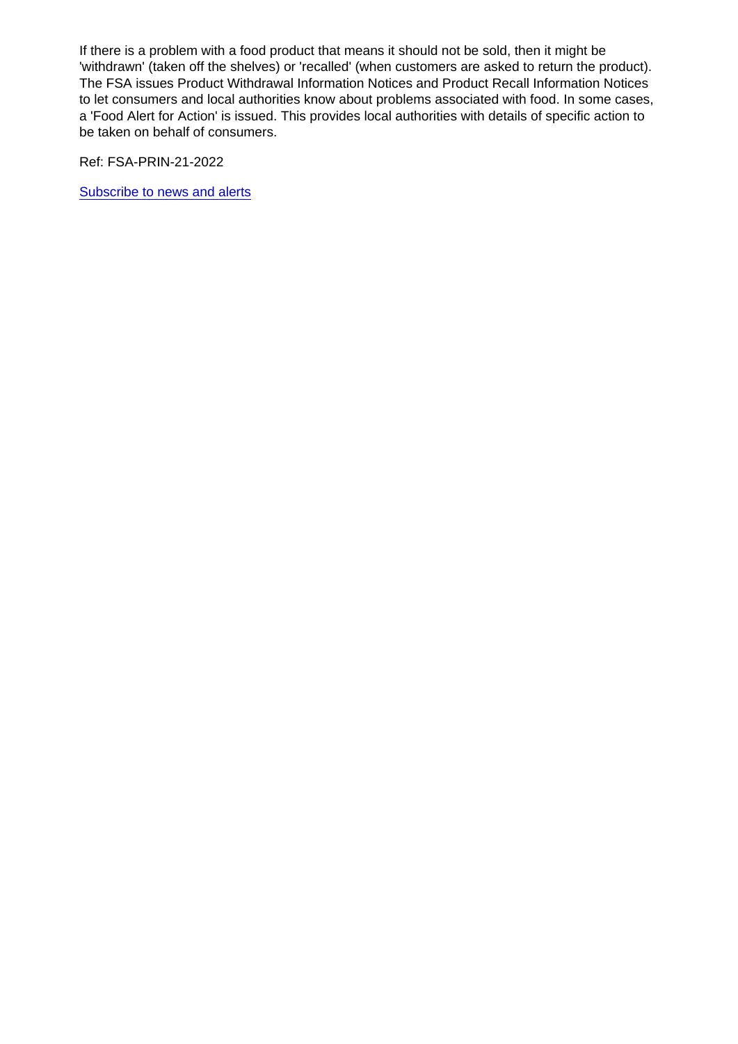If there is a problem with a food product that means it should not be sold, then it might be 'withdrawn' (taken off the shelves) or 'recalled' (when customers are asked to return the product). The FSA issues Product Withdrawal Information Notices and Product Recall Information Notices to let consumers and local authorities know about problems associated with food. In some cases, a 'Food Alert for Action' is issued. This provides local authorities with details of specific action to be taken on behalf of consumers.

Ref: FSA-PRIN-21-2022

Subscribe to news and alerts